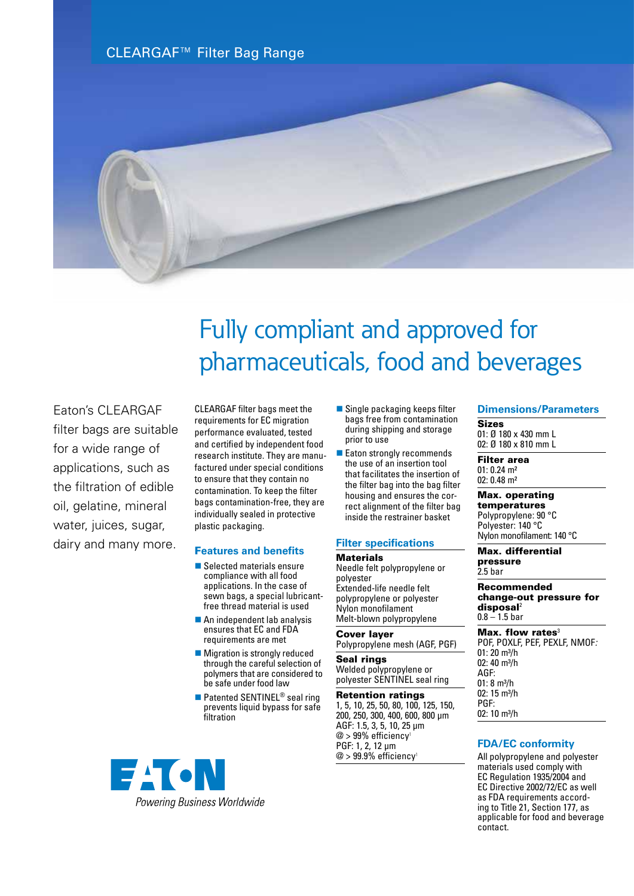CLEARGAF™ Filter Bag Range

# Fully compliant and approved for pharmaceuticals, food and beverages

Eaton's CLEARGAF filter bags are suitable for a wide range of applications, such as the filtration of edible oil, gelatine, mineral water, juices, sugar, dairy and many more.

CLEARGAF filter bags meet the requirements for EC migration performance evaluated, tested and certified by independent food research institute. They are manufactured under special conditions to ensure that they contain no contamination. To keep the filter bags contamination-free, they are individually sealed in protective plastic packaging.

## Features and benefits

- Selected materials ensure compliance with all food applications. In the case of sewn bags, a special lubricant-free thread material is used
- An independent lab analysis ensures that EC and FDA requirements are met
- Migration is strongly reduced through the careful selection of polymers that are considered to be safe under food law
- Patented SENTINEL® seal ring prevents liquid bypass for safe filtration
- Single packaging keeps filter bags free from contamination during shipping and storage prior to use
- Eaton strongly recommends the use of an insertion tool that facilitates the insertion of the filter bag into the bag filter housing and ensures the correct alignment of the filter bag inside the restrainer basket

## Filter specifications

**Materials**
Needle felt polypropylene or polyester
Extended-life needle felt polypropylene or polyester
Nylon monofilament
Melt-blown polypropylene

**Cover layer**
Polypropylene mesh (AGF, PGF)

**Seal rings**
Welded polypropylene or polyester SENTINEL seal ring

**Retention ratings**
1, 5, 10, 25, 50, 80, 100, 125, 150, 200, 250, 300, 400, 600, 800 µm
AGF: 1.5, 3, 5, 10, 25 µm
@ > 99% efficiency[1]
PGF: 1, 2, 12 µm
@ > 99.9% efficiency[1]

## Dimensions/Parameters

**Sizes**
01: Ø 180 x 430 mm L
02: Ø 180 x 810 mm L

**Filter area**
01: 0.24 m²
02: 0.48 m²

**Max. operating temperatures**
Polypropylene: 90 °C
Polyester: 140 °C
Nylon monofilament: 140 °C

**Max. differential pressure**
2.5 bar

**Recommended change-out pressure for disposal**[2]
0.8 – 1.5 bar

**Max. flow rates**[3]
POF, POXLF, PEF, PEXLF, NMOF:
01: 20 m³/h
02: 40 m³/h
AGF:
01: 8 m³/h
02: 15 m³/h
PGF:
02: 10 m³/h

## FDA/EC conformity

All polypropylene and polyester materials used comply with EC Regulation 1935/2004 and EC Directive 2002/72/EC as well as FDA requirements according to Title 21, Section 177, as applicable for food and beverage contact.

EATON
*Powering Business Worldwide*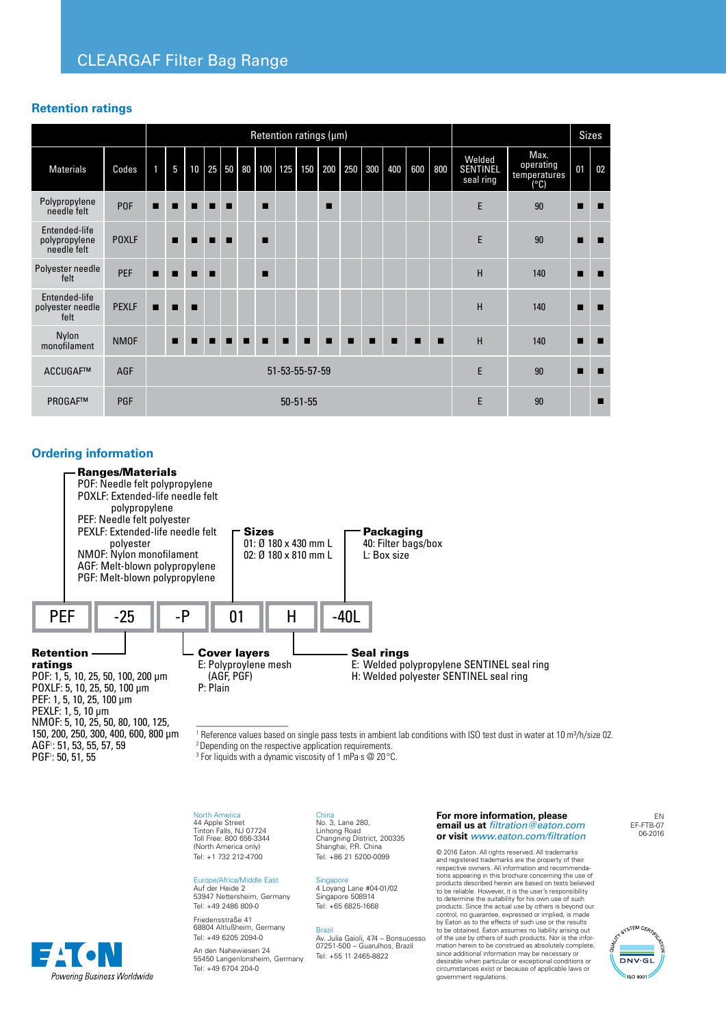# CLEARGAF Filter Bag Range

## Retention ratings

| Materials | Codes | Retention ratings (µm) | | | | | | | | | | | | | | | | Welded SENTINEL seal ring | Max. operating temperatures (°C) | Sizes | |
|---|---|---|---|---|---|---|---|---|---|---|---|---|---|---|---|---|---|---|---|---|---|
| | | 1 | 5 | 10 | 25 | 50 | 80 | 100 | 125 | 150 | 200 | 250 | 300 | 400 | 600 | 800 | | | | 01 | 02 |
| Polypropylene needle felt | POF | ■ | ■ | ■ | ■ | ■ | | ■ | | | ■ | | | | | | | E | 90 | ■ | ■ |
| Entended-life polypropylene needle felt | POXLF | | ■ | ■ | ■ | ■ | | ■ | | | | | | | | | | E | 90 | ■ | ■ |
| Polyester needle felt | PEF | ■ | ■ | ■ | ■ | | | ■ | | | | | | | | | | H | 140 | ■ | ■ |
| Entended-life polyester needle felt | PEXLF | ■ | ■ | ■ | | | | | | | | | | | | | | H | 140 | ■ | ■ |
| Nylon monofilament | NMOF | | ■ | ■ | ■ | ■ | ■ | ■ | ■ | ■ | ■ | ■ | ■ | ■ | ■ | ■ | | H | 140 | ■ | ■ |
| ACCUGAF™ | AGF | 51-53-55-57-59 | | | | | | | | | | | | | | | | E | 90 | ■ | ■ |
| PROGAF™ | PGF | 50-51-55 | | | | | | | | | | | | | | | | E | 90 | | ■ |

## Ordering information

**Ranges/Materials**
POF: Needle felt polypropylene
POXLF: Extended-life needle felt polypropylene
PEF: Needle felt polyester
PEXLF: Extended-life needle felt polyester
NMOF: Nylon monofilament
AGF: Melt-blown polypropylene
PGF: Melt-blown polypropylene

**Sizes**
01: Ø 180 x 430 mm L
02: Ø 180 x 810 mm L

**Packaging**
40: Filter bags/box
L: Box size

| PEF | -25 | -P | 01 | H | -40L |
|---|---|---|---|---|---|

**Retention ratings**
POF: 1, 5, 10, 25, 50, 100, 200 µm
POXLF: 5, 10, 25, 50, 100 µm
PEF: 1, 5, 10, 25, 100 µm
PEXLF: 1, 5, 10 µm
NMOF: 5, 10, 25, 50, 80, 100, 125, 150, 200, 250, 300, 400, 600, 800 µm
AGF[1]: 51, 53, 55, 57, 59
PGF[1]: 50, 51, 55

**Cover layers**
E: Polypropylene mesh (AGF, PGF)
P: Plain

**Seal rings**
E: Welded polypropylene SENTINEL seal ring
H: Welded polyester SENTINEL seal ring

[1] Reference values based on single pass tests in ambient lab conditions with ISO test dust in water at 10 $m^3$/h/size 02.
[2] Depending on the respective application requirements.
[3] For liquids with a dynamic viscosity of 1 mPa·s @ 20 °C.

North America
44 Apple Street
Tinton Falls, NJ 07724
Toll Free: 800 656-3344
(North America only)
Tel: +1 732 212-4700

Europe/Africa/Middle East
Auf der Heide 2
53947 Nettersheim, Germany
Tel: +49 2486 809-0

Friedensstraße 41
68804 Altlußheim, Germany
Tel: +49 6205 2094-0

An den Nahewiesen 24
55450 Langenlonsheim, Germany
Tel: +49 6704 204-0

China
No. 3, Lane 280,
Linhong Road
Changning District, 200335
Shanghai, P.R. China
Tel: +86 21 5200-0099

Singapore
4 Loyang Lane #04-01/02
Singapore 508914
Tel: +65 6825-1668

Brazil
Av. Julia Gaioli, 474 – Bonsucesso
07251-500 – Guarulhos, Brazil
Tel: +55 11 2465-8822

**For more information, please email us at** *filtration@eaton.com* **or visit** *www.eaton.com/filtration*

© 2016 Eaton. All rights reserved. All trademarks and registered trademarks are the property of their respective owners. All information and recommendations appearing in this brochure concerning the use of products described herein are based on tests believed to be reliable. However, it is the user's responsibility to determine the suitability for his own use of such products. Since the actual use by others is beyond our control, no guarantee, expressed or implied, is made by Eaton as to the effects of such use or the results to be obtained. Eaton assumes no liability arising out of the use by others of such products. Nor is the information herein to be construed as absolutely complete, since additional information may be necessary or desirable when particular or exceptional conditions or circumstances exist or because of applicable laws or government regulations.

EN
EF-FTB-07
06-2016

EATON
Powering Business Worldwide